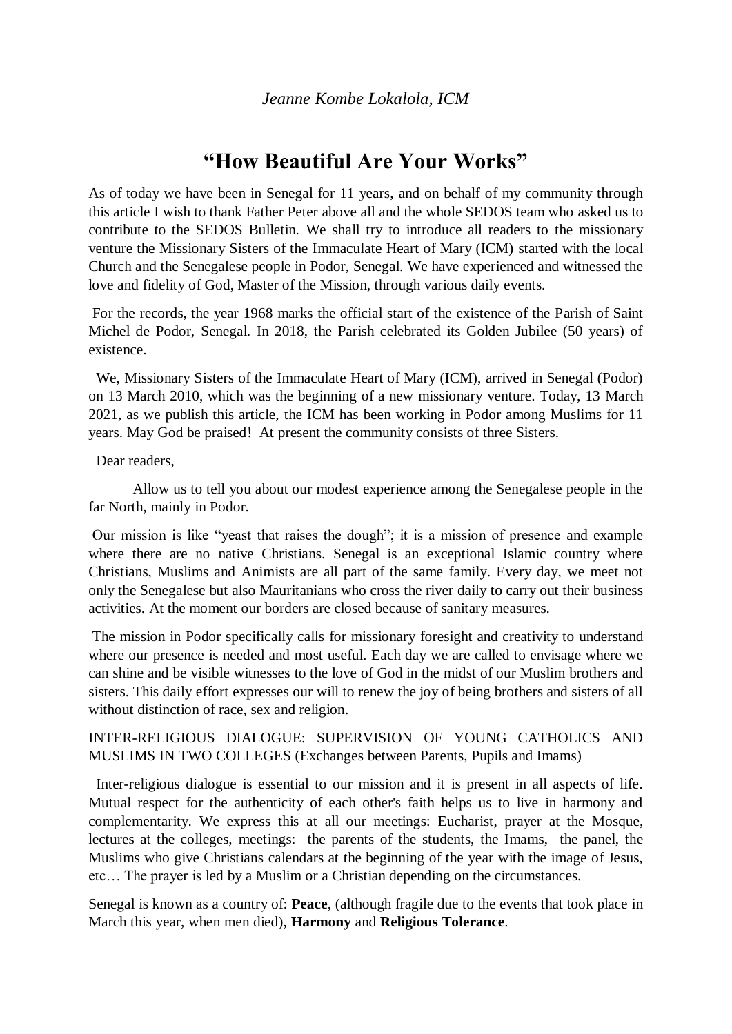*Jeanne Kombe Lokalola, ICM*

# "How Beautiful Are Your Works"

As of today we have been in Senegal for 11 years, and on behalf of my community through this article I wish to thank Father Peter above all and the whole SEDOS team who asked us to contribute to the SEDOS Bulletin. We shall try to introduce all readers to the missionary venture the Missionary Sisters of the Immaculate Heart of Mary (ICM) started with the local Church and the Senegalese people in Podor, Senegal. We have experienced and witnessed the love and fidelity of God, Master of the Mission, through various daily events.

For the records, the year 1968 marks the official start of the existence of the Parish of Saint Michel de Podor, Senegal. In 2018, the Parish celebrated its Golden Jubilee (50 years) of existence.

We, Missionary Sisters of the Immaculate Heart of Mary (ICM), arrived in Senegal (Podor) on 13 March 2010, which was the beginning of a new missionary venture. Today, 13 March 2021, as we publish this article, the ICM has been working in Podor among Muslims for 11 years. May God be praised! At present the community consists of three Sisters.

Dear readers,

Allow us to tell you about our modest experience among the Senegalese people in the far North, mainly in Podor.

Our mission is like "yeast that raises the dough"; it is a mission of presence and example where there are no native Christians. Senegal is an exceptional Islamic country where Christians, Muslims and Animists are all part of the same family. Every day, we meet not only the Senegalese but also Mauritanians who cross the river daily to carry out their business activities. At the moment our borders are closed because of sanitary measures.

The mission in Podor specifically calls for missionary foresight and creativity to understand where our presence is needed and most useful. Each day we are called to envisage where we can shine and be visible witnesses to the love of God in the midst of our Muslim brothers and sisters. This daily effort expresses our will to renew the joy of being brothers and sisters of all without distinction of race, sex and religion.

INTER-RELIGIOUS DIALOGUE: SUPERVISION OF YOUNG CATHOLICS AND MUSLIMS IN TWO COLLEGES (Exchanges between Parents, Pupils and Imams)

Inter-religious dialogue is essential to our mission and it is present in all aspects of life. Mutual respect for the authenticity of each other's faith helps us to live in harmony and complementarity. We express this at all our meetings: Eucharist, prayer at the Mosque, lectures at the colleges, meetings: the parents of the students, the Imams, the panel, the Muslims who give Christians calendars at the beginning of the year with the image of Jesus, etc… The prayer is led by a Muslim or a Christian depending on the circumstances.

Senegal is known as a country of: **Peace**, (although fragile due to the events that took place in March this year, when men died), **Harmony** and **Religious Tolerance**.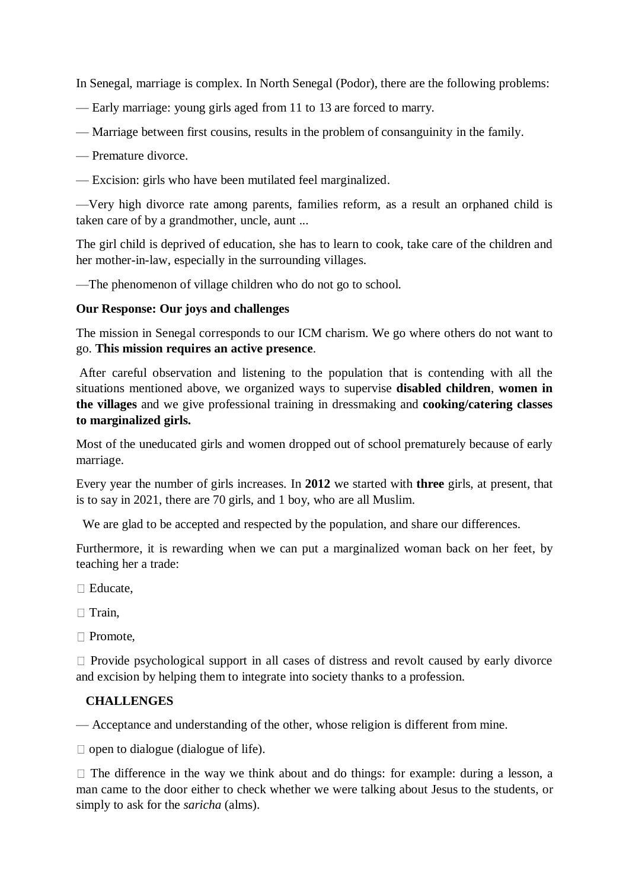In Senegal, marriage is complex. In North Senegal (Podor), there are the following problems:

— Early marriage: young girls aged from 11 to 13 are forced to marry.

— Marriage between first cousins, results in the problem of consanguinity in the family.

— Premature divorce.

— Excision: girls who have been mutilated feel marginalized.

—Very high divorce rate among parents, families reform, as a result an orphaned child is taken care of by a grandmother, uncle, aunt ...

The girl child is deprived of education, she has to learn to cook, take care of the children and her mother-in-law, especially in the surrounding villages.

—The phenomenon of village children who do not go to school.

**Our Response: Our joys and challenges**

The mission in Senegal corresponds to our ICM charism. We go where others do not want to go. **This mission requires an active presence**.

After careful observation and listening to the population that is contending with all the situations mentioned above, we organized ways to supervise **disabled children**, **women in the villages** and we give professional training in dressmaking and **cooking/catering classes to marginalized girls.**

Most of the uneducated girls and women dropped out of school prematurely because of early marriage.

Every year the number of girls increases. In **2012** we started with **three** girls, at present, that is to say in 2021, there are 70 girls, and 1 boy, who are all Muslim.

We are glad to be accepted and respected by the population, and share our differences.

Furthermore, it is rewarding when we can put a marginalized woman back on her feet, by teaching her a trade:

- Educate,
- Train,
- Promote,
- Provide psychological support in all cases of distress and revolt caused by early divorce and excision by helping them to integrate into society thanks to a profession.

**CHALLENGES**

— Acceptance and understanding of the other, whose religion is different from mine.

- open to dialogue (dialogue of life).
- The difference in the way we think about and do things: for example: during a lesson, a man came to the door either to check whether we were talking about Jesus to the students, or simply to ask for the *saricha* (alms).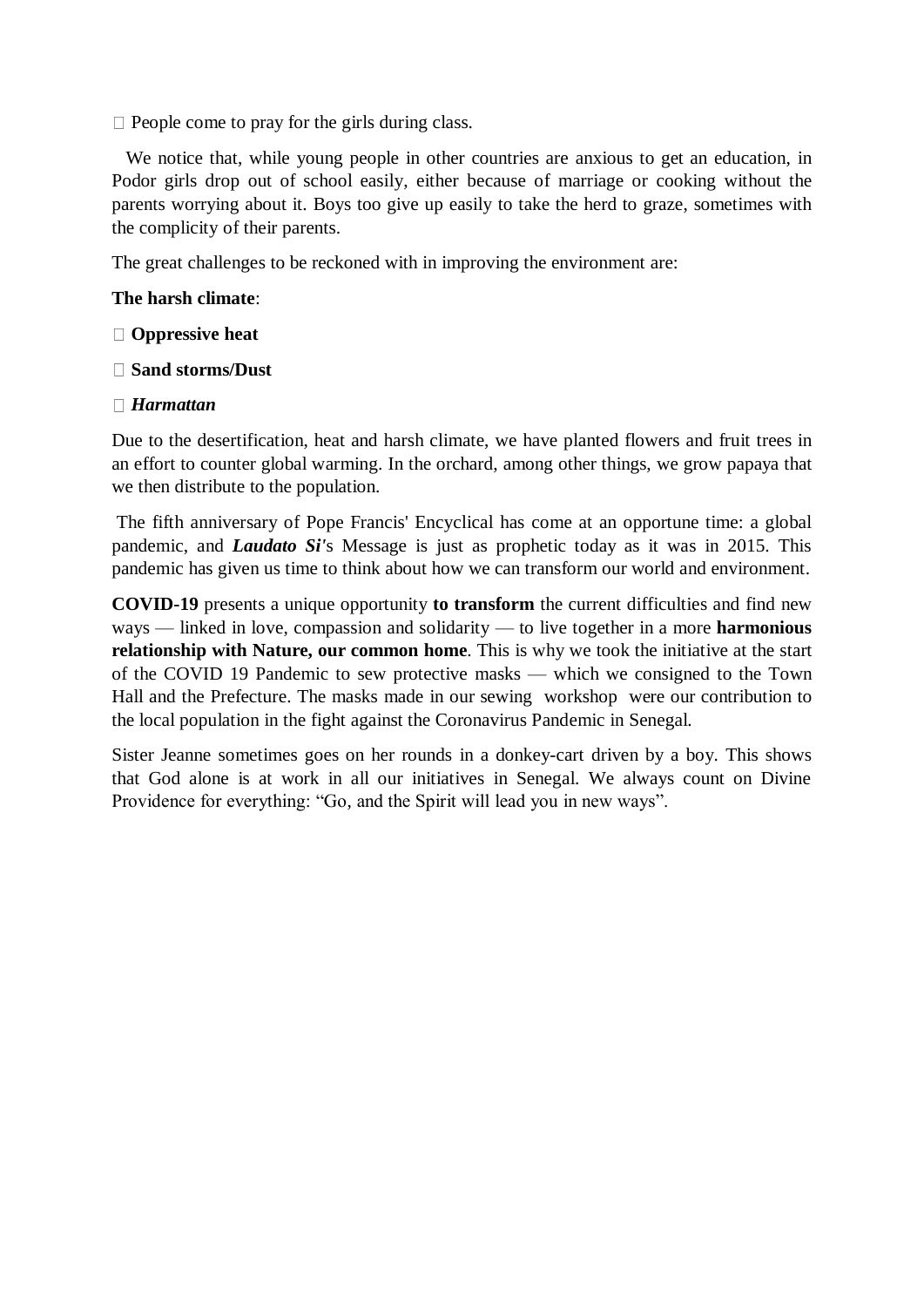- People come to pray for the girls during class.

We notice that, while young people in other countries are anxious to get an education, in Podor girls drop out of school easily, either because of marriage or cooking without the parents worrying about it. Boys too give up easily to take the herd to graze, sometimes with the complicity of their parents.

The great challenges to be reckoned with in improving the environment are:

**The harsh climate**:

- **Oppressive heat**
- **Sand storms/Dust**
- ***Harmattan***

Due to the desertification, heat and harsh climate, we have planted flowers and fruit trees in an effort to counter global warming. In the orchard, among other things, we grow papaya that we then distribute to the population.

The fifth anniversary of Pope Francis' Encyclical has come at an opportune time: a global pandemic, and ***Laudato Si'***s Message is just as prophetic today as it was in 2015. This pandemic has given us time to think about how we can transform our world and environment.

**COVID-19** presents a unique opportunity **to transform** the current difficulties and find new ways — linked in love, compassion and solidarity — to live together in a more **harmonious relationship with Nature, our common home**. This is why we took the initiative at the start of the COVID 19 Pandemic to sew protective masks — which we consigned to the Town Hall and the Prefecture. The masks made in our sewing workshop were our contribution to the local population in the fight against the Coronavirus Pandemic in Senegal.

Sister Jeanne sometimes goes on her rounds in a donkey-cart driven by a boy. This shows that God alone is at work in all our initiatives in Senegal. We always count on Divine Providence for everything: "Go, and the Spirit will lead you in new ways".